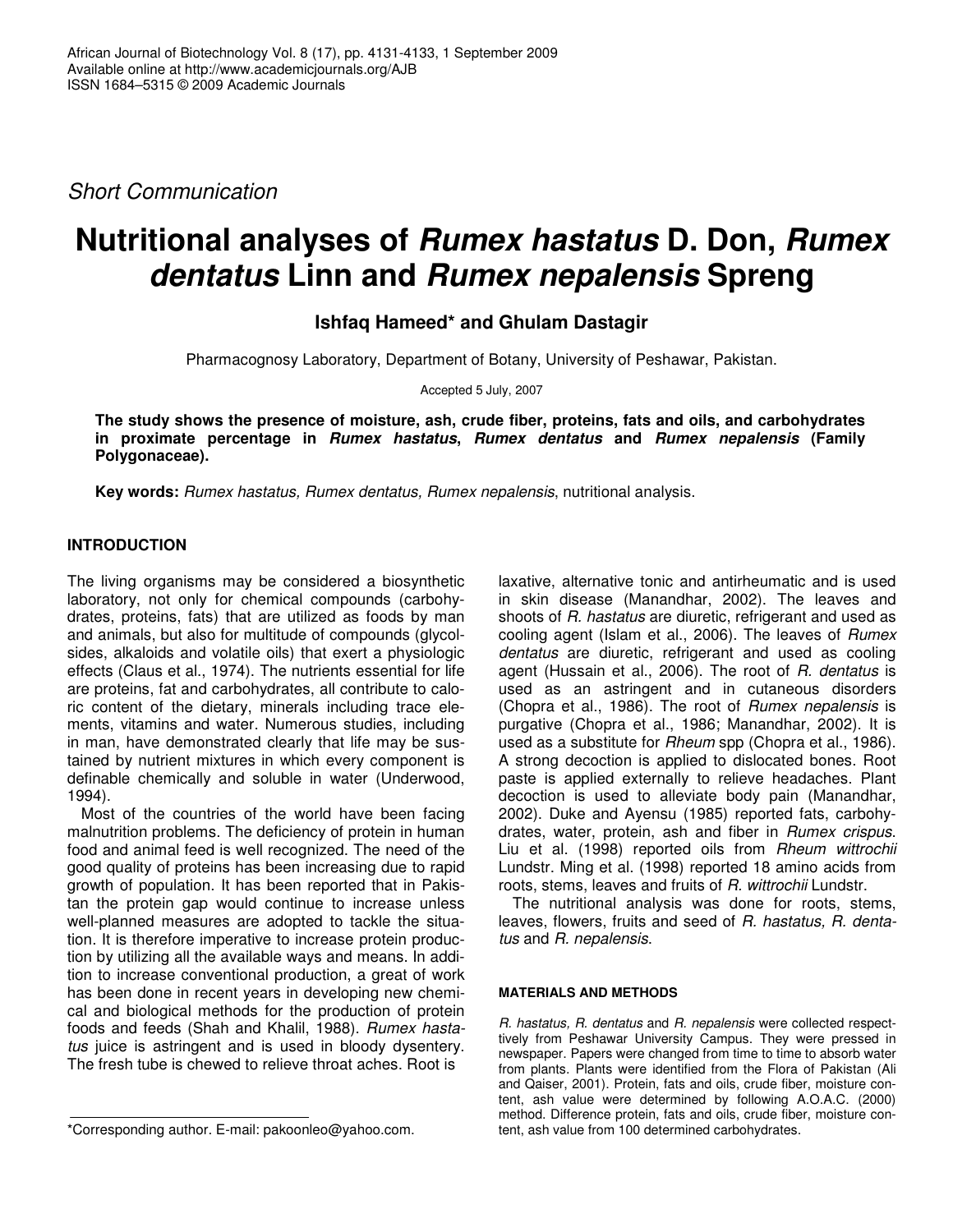*Short Communication*

# Nutritional analyses of *Rumex hastatus* D. Don, *Rumex dentatus* Linn and *Rumex nepalensis* Spreng

**Ishfaq Hameed\* and Ghulam Dastagir**

Pharmacognosy Laboratory, Department of Botany, University of Peshawar, Pakistan.

Accepted 5 July, 2007

**The study shows the presence of moisture, ash, crude fiber, proteins, fats and oils, and carbohydrates in proximate percentage in *Rumex hastatus*, *Rumex dentatus* and *Rumex nepalensis* (Family Polygonaceae).**

**Key words:** *Rumex hastatus, Rumex dentatus, Rumex nepalensis*, nutritional analysis.

## INTRODUCTION

The living organisms may be considered a biosynthetic laboratory, not only for chemical compounds (carbohydrates, proteins, fats) that are utilized as foods by man and animals, but also for multitude of compounds (glycolsides, alkaloids and volatile oils) that exert a physiologic effects (Claus et al., 1974). The nutrients essential for life are proteins, fat and carbohydrates, all contribute to caloric content of the dietary, minerals including trace elements, vitamins and water. Numerous studies, including in man, have demonstrated clearly that life may be sustained by nutrient mixtures in which every component is definable chemically and soluble in water (Underwood, 1994).

Most of the countries of the world have been facing malnutrition problems. The deficiency of protein in human food and animal feed is well recognized. The need of the good quality of proteins has been increasing due to rapid growth of population. It has been reported that in Pakistan the protein gap would continue to increase unless well-planned measures are adopted to tackle the situation. It is therefore imperative to increase protein production by utilizing all the available ways and means. In addition to increase conventional production, a great of work has been done in recent years in developing new chemical and biological methods for the production of protein foods and feeds (Shah and Khalil, 1988). *Rumex hastatus* juice is astringent and is used in bloody dysentery. The fresh tube is chewed to relieve throat aches. Root is laxative, alternative tonic and antirheumatic and is used in skin disease (Manandhar, 2002). The leaves and shoots of *R. hastatus* are diuretic, refrigerant and used as cooling agent (Islam et al., 2006). The leaves of *Rumex dentatus* are diuretic, refrigerant and used as cooling agent (Hussain et al., 2006). The root of *R. dentatus* is used as an astringent and in cutaneous disorders (Chopra et al., 1986). The root of *Rumex nepalensis* is purgative (Chopra et al., 1986; Manandhar, 2002). It is used as a substitute for *Rheum* spp (Chopra et al., 1986). A strong decoction is applied to dislocated bones. Root paste is applied externally to relieve headaches. Plant decoction is used to alleviate body pain (Manandhar, 2002). Duke and Ayensu (1985) reported fats, carbohydrates, water, protein, ash and fiber in *Rumex crispus.* Liu et al. (1998) reported oils from *Rheum wittrochii* Lundstr. Ming et al. (1998) reported 18 amino acids from roots, stems, leaves and fruits of *R. wittrochii* Lundstr.

The nutritional analysis was done for roots, stems, leaves, flowers, fruits and seed of *R. hastatus, R. dentatus* and *R. nepalensis*.

## MATERIALS AND METHODS

*R. hastatus, R. dentatus* and *R. nepalensis* were collected respecttively from Peshawar University Campus. They were pressed in newspaper. Papers were changed from time to time to absorb water from plants. Plants were identified from the Flora of Pakistan (Ali and Qaiser, 2001). Protein, fats and oils, crude fiber, moisture content, ash value were determined by following A.O.A.C. (2000) method. Difference protein, fats and oils, crude fiber, moisture content, ash value from 100 determined carbohydrates.

\*Corresponding author. E-mail: pakoonleo@yahoo.com.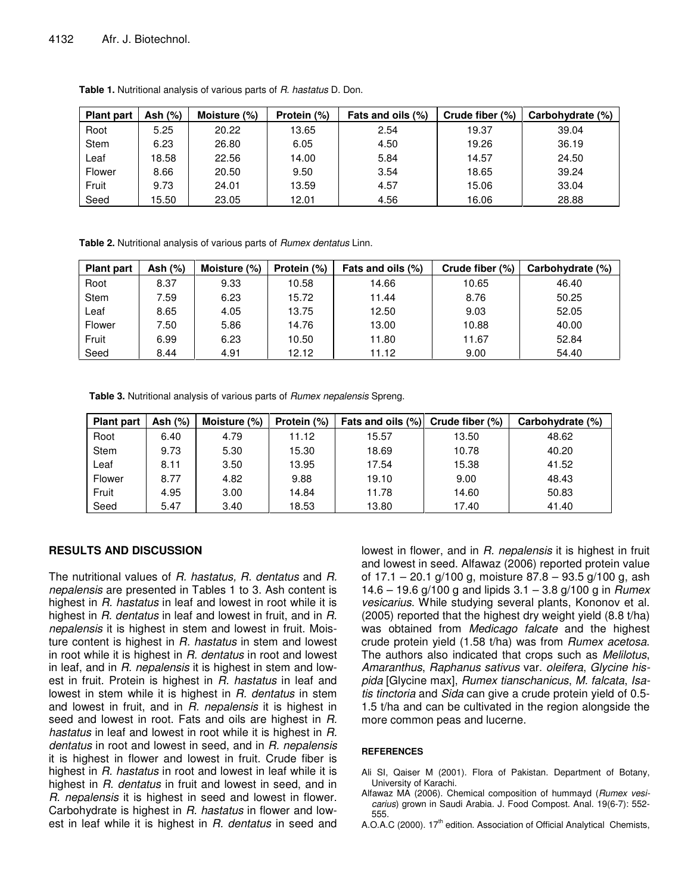**Table 1.** Nutritional analysis of various parts of *R. hastatus* D. Don.

| Plant part | Ash (%) | Moisture (%) | Protein (%) | Fats and oils (%) | Crude fiber (%) | Carbohydrate (%) |
|---|---|---|---|---|---|---|
| Root | 5.25 | 20.22 | 13.65 | 2.54 | 19.37 | 39.04 |
| Stem | 6.23 | 26.80 | 6.05 | 4.50 | 19.26 | 36.19 |
| Leaf | 18.58 | 22.56 | 14.00 | 5.84 | 14.57 | 24.50 |
| Flower | 8.66 | 20.50 | 9.50 | 3.54 | 18.65 | 39.24 |
| Fruit | 9.73 | 24.01 | 13.59 | 4.57 | 15.06 | 33.04 |
| Seed | 15.50 | 23.05 | 12.01 | 4.56 | 16.06 | 28.88 |

**Table 2.** Nutritional analysis of various parts of *Rumex dentatus* Linn.

| Plant part | Ash (%) | Moisture (%) | Protein (%) | Fats and oils (%) | Crude fiber (%) | Carbohydrate (%) |
|---|---|---|---|---|---|---|
| Root | 8.37 | 9.33 | 10.58 | 14.66 | 10.65 | 46.40 |
| Stem | 7.59 | 6.23 | 15.72 | 11.44 | 8.76 | 50.25 |
| Leaf | 8.65 | 4.05 | 13.75 | 12.50 | 9.03 | 52.05 |
| Flower | 7.50 | 5.86 | 14.76 | 13.00 | 10.88 | 40.00 |
| Fruit | 6.99 | 6.23 | 10.50 | 11.80 | 11.67 | 52.84 |
| Seed | 8.44 | 4.91 | 12.12 | 11.12 | 9.00 | 54.40 |

**Table 3.** Nutritional analysis of various parts of *Rumex nepalensis* Spreng.

| Plant part | Ash (%) | Moisture (%) | Protein (%) | Fats and oils (%) | Crude fiber (%) | Carbohydrate (%) |
|---|---|---|---|---|---|---|
| Root | 6.40 | 4.79 | 11.12 | 15.57 | 13.50 | 48.62 |
| Stem | 9.73 | 5.30 | 15.30 | 18.69 | 10.78 | 40.20 |
| Leaf | 8.11 | 3.50 | 13.95 | 17.54 | 15.38 | 41.52 |
| Flower | 8.77 | 4.82 | 9.88 | 19.10 | 9.00 | 48.43 |
| Fruit | 4.95 | 3.00 | 14.84 | 11.78 | 14.60 | 50.83 |
| Seed | 5.47 | 3.40 | 18.53 | 13.80 | 17.40 | 41.40 |

## RESULTS AND DISCUSSION

The nutritional values of *R. hastatus, R. dentatus* and *R. nepalensis* are presented in Tables 1 to 3. Ash content is highest in *R. hastatus* in leaf and lowest in root while it is highest in *R. dentatus* in leaf and lowest in fruit, and in *R. nepalensis* it is highest in stem and lowest in fruit. Moisture content is highest in *R. hastatus* in stem and lowest in root while it is highest in *R. dentatus* in root and lowest in leaf, and in *R. nepalensis* it is highest in stem and lowest in fruit. Protein is highest in *R. hastatus* in leaf and lowest in stem while it is highest in *R. dentatus* in stem and lowest in fruit, and in *R. nepalensis* it is highest in seed and lowest in root. Fats and oils are highest in *R. hastatus* in leaf and lowest in root while it is highest in *R. dentatus* in root and lowest in seed, and in *R. nepalensis* it is highest in flower and lowest in fruit. Crude fiber is highest in *R. hastatus* in root and lowest in leaf while it is highest in *R. dentatus* in fruit and lowest in seed, and in *R. nepalensis* it is highest in seed and lowest in flower. Carbohydrate is highest in *R. hastatus* in flower and lowest in leaf while it is highest in *R. dentatus* in seed and lowest in flower, and in *R. nepalensis* it is highest in fruit and lowest in seed. Alfawaz (2006) reported protein value of 17.1 – 20.1 g/100 g, moisture 87.8 – 93.5 g/100 g, ash 14.6 – 19.6 g/100 g and lipids 3.1 – 3.8 g/100 g in *Rumex vesicarius*. While studying several plants, Kononov et al. (2005) reported that the highest dry weight yield (8.8 t/ha) was obtained from *Medicago falcate* and the highest crude protein yield (1.58 t/ha) was from *Rumex acetosa*. The authors also indicated that crops such as *Melilotus*, *Amaranthus*, *Raphanus sativus* var. *oleifera*, *Glycine hispida* [Glycine max], *Rumex tianschanicus*, *M. falcata*, *Isatis tinctoria* and *Sida* can give a crude protein yield of 0.5-1.5 t/ha and can be cultivated in the region alongside the more common peas and lucerne.

## REFERENCES

Ali SI, Qaiser M (2001). Flora of Pakistan. Department of Botany, University of Karachi.

Alfawaz MA (2006). Chemical composition of hummayd (*Rumex vesicarius*) grown in Saudi Arabia. J. Food Compost. Anal. 19(6-7): 552-555.

A.O.A.C (2000). 17th edition. Association of Official Analytical Chemists,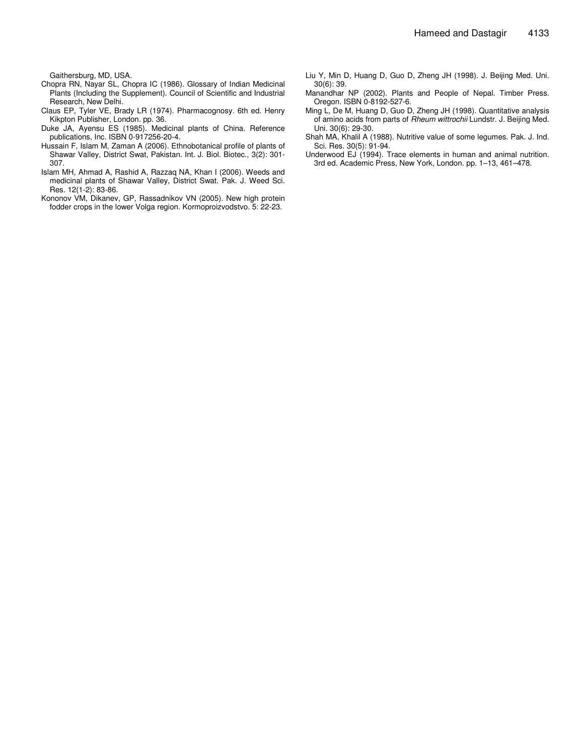Gaithersburg, MD, USA.

Chopra RN, Nayar SL, Chopra IC (1986). Glossary of Indian Medicinal Plants (Including the Supplement). Council of Scientific and Industrial Research, New Delhi.

Claus EP, Tyler VE, Brady LR (1974). Pharmacognosy. 6th ed. Henry Kikpton Publisher, London. pp. 36.

Duke JA, Ayensu ES (1985). Medicinal plants of China. Reference publications, Inc. ISBN 0-917256-20-4.

Hussain F, Islam M, Zaman A (2006). Ethnobotanical profile of plants of Shawar Valley, District Swat, Pakistan. Int. J. Biol. Biotec., 3(2): 301-307.

Islam MH, Ahmad A, Rashid A, Razzaq NA, Khan I (2006). Weeds and medicinal plants of Shawar Valley, District Swat. Pak. J. Weed Sci. Res. 12(1-2): 83-86.

Kononov VM, Dikanev, GP, Rassadnikov VN (2005). New high protein fodder crops in the lower Volga region. Kormoproizvodstvo. 5: 22-23.

Liu Y, Min D, Huang D, Guo D, Zheng JH (1998). J. Beijing Med. Uni. 30(6): 39.

Manandhar NP (2002). Plants and People of Nepal. Timber Press. Oregon. ISBN 0-8192-527-6.

Ming L, De M, Huang D, Guo D, Zheng JH (1998). Quantitative analysis of amino acids from parts of *Rheum wittrochii* Lundstr. J. Beijing Med. Uni. 30(6): 29-30.

Shah MA, Khalil A (1988). Nutritive value of some legumes. Pak. J. Ind. Sci. Res. 30(5): 91-94.

Underwood EJ (1994). Trace elements in human and animal nutrition. 3rd ed. Academic Press, New York, London. pp. 1–13, 461–478.